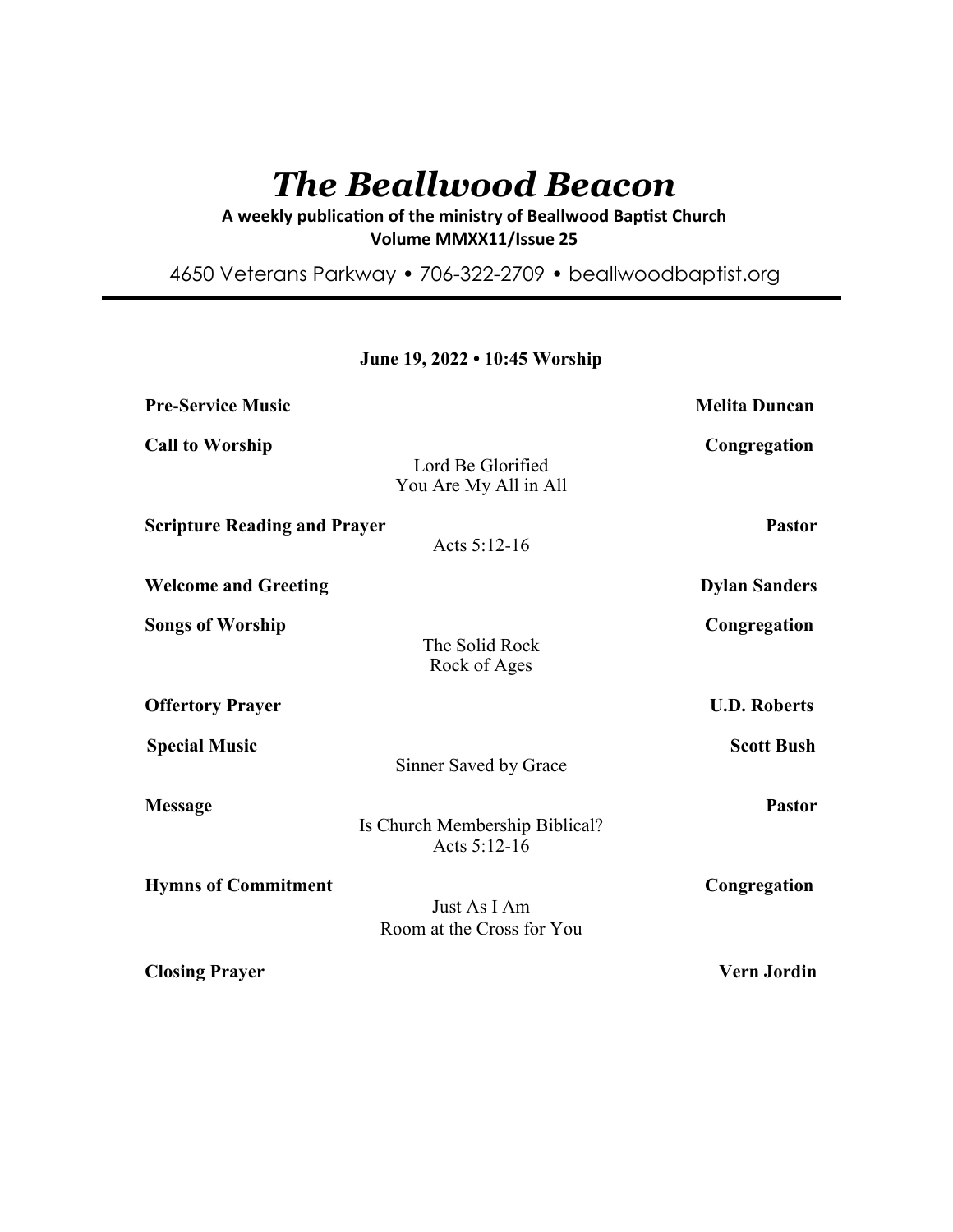# *The Beallwood Beacon*

**A weekly publication of the ministry of Beallwood Baptist Church**
**Volume MMXX11/Issue 25**

4650 Veterans Parkway • 706-322-2709 • beallwoodbaptist.org

---

**June 19, 2022 • 10:45 Worship**

**Pre-Service Music** — **Melita Duncan**

**Call to Worship** — **Congregation**
Lord Be Glorified
You Are My All in All

**Scripture Reading and Prayer** — **Pastor**
Acts 5:12-16

**Welcome and Greeting** — **Dylan Sanders**

**Songs of Worship** — **Congregation**
The Solid Rock
Rock of Ages

**Offertory Prayer** — **U.D. Roberts**

**Special Music** — **Scott Bush**
Sinner Saved by Grace

**Message** — **Pastor**
Is Church Membership Biblical?
Acts 5:12-16

**Hymns of Commitment** — **Congregation**
Just As I Am
Room at the Cross for You

**Closing Prayer** — **Vern Jordin**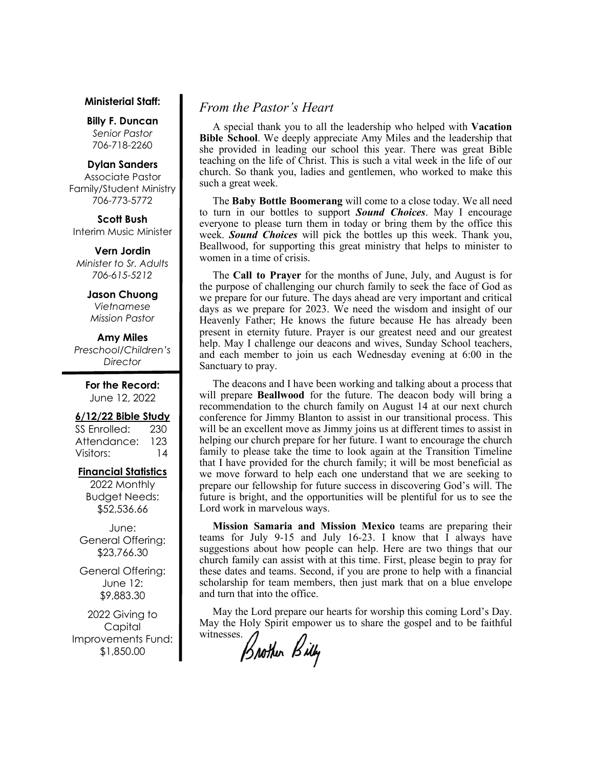**Ministerial Staff:**

**Billy F. Duncan**
*Senior Pastor*
706-718-2260

**Dylan Sanders**
Associate Pastor
Family/Student Ministry
706-773-5772

**Scott Bush**
Interim Music Minister

**Vern Jordin**
*Minister to Sr. Adults*
*706-615-5212*

**Jason Chuong**
*Vietnamese*
*Mission Pastor*

**Amy Miles**
*Preschool/Children's Director*

**For the Record:**
June 12, 2022

**6/12/22 Bible Study**

| | |
|---|---|
| SS Enrolled: | 230 |
| Attendance: | 123 |
| Visitors: | 14 |

**Financial Statistics**

2022 Monthly Budget Needs:
$52,536.66

June:
General Offering:
$23,766.30

General Offering:
June 12:
$9,883.30

2022 Giving to Capital Improvements Fund:
$1,850.00

## *From the Pastor's Heart*

A special thank you to all the leadership who helped with **Vacation Bible School**. We deeply appreciate Amy Miles and the leadership that she provided in leading our school this year. There was great Bible teaching on the life of Christ. This is such a vital week in the life of our church. So thank you, ladies and gentlemen, who worked to make this such a great week.

The **Baby Bottle Boomerang** will come to a close today. We all need to turn in our bottles to support ***Sound Choices***. May I encourage everyone to please turn them in today or bring them by the office this week. ***Sound Choices*** will pick the bottles up this week. Thank you, Beallwood, for supporting this great ministry that helps to minister to women in a time of crisis.

The **Call to Prayer** for the months of June, July, and August is for the purpose of challenging our church family to seek the face of God as we prepare for our future. The days ahead are very important and critical days as we prepare for 2023. We need the wisdom and insight of our Heavenly Father; He knows the future because He has already been present in eternity future. Prayer is our greatest need and our greatest help. May I challenge our deacons and wives, Sunday School teachers, and each member to join us each Wednesday evening at 6:00 in the Sanctuary to pray.

The deacons and I have been working and talking about a process that will prepare **Beallwood** for the future. The deacon body will bring a recommendation to the church family on August 14 at our next church conference for Jimmy Blanton to assist in our transitional process. This will be an excellent move as Jimmy joins us at different times to assist in helping our church prepare for her future. I want to encourage the church family to please take the time to look again at the Transition Timeline that I have provided for the church family; it will be most beneficial as we move forward to help each one understand that we are seeking to prepare our fellowship for future success in discovering God's will. The future is bright, and the opportunities will be plentiful for us to see the Lord work in marvelous ways.

**Mission Samaria and Mission Mexico** teams are preparing their teams for July 9-15 and July 16-23. I know that I always have suggestions about how people can help. Here are two things that our church family can assist with at this time. First, please begin to pray for these dates and teams. Second, if you are prone to help with a financial scholarship for team members, then just mark that on a blue envelope and turn that into the office.

May the Lord prepare our hearts for worship this coming Lord's Day. May the Holy Spirit empower us to share the gospel and to be faithful witnesses.

Brother Billy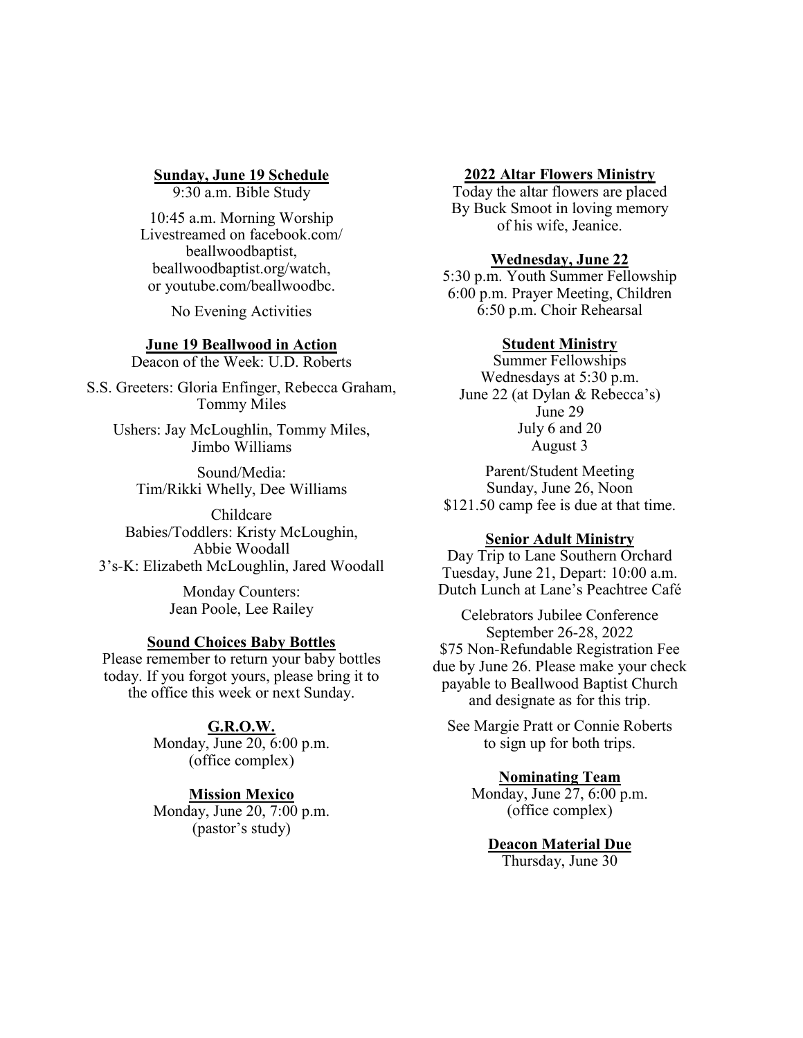**Sunday, June 19 Schedule**

9:30 a.m. Bible Study

10:45 a.m. Morning Worship
Livestreamed on facebook.com/beallwoodbaptist, beallwoodbaptist.org/watch, or youtube.com/beallwoodbc.

No Evening Activities

**June 19 Beallwood in Action**

Deacon of the Week: U.D. Roberts

S.S. Greeters: Gloria Enfinger, Rebecca Graham, Tommy Miles

Ushers: Jay McLoughlin, Tommy Miles, Jimbo Williams

Sound/Media:
Tim/Rikki Whelly, Dee Williams

Childcare
Babies/Toddlers: Kristy McLoughin, Abbie Woodall
3's-K: Elizabeth McLoughlin, Jared Woodall

Monday Counters:
Jean Poole, Lee Railey

**Sound Choices Baby Bottles**

Please remember to return your baby bottles today. If you forgot yours, please bring it to the office this week or next Sunday.

**G.R.O.W.**

Monday, June 20, 6:00 p.m.
(office complex)

**Mission Mexico**

Monday, June 20, 7:00 p.m.
(pastor's study)

**2022 Altar Flowers Ministry**

Today the altar flowers are placed By Buck Smoot in loving memory of his wife, Jeanice.

**Wednesday, June 22**

5:30 p.m. Youth Summer Fellowship
6:00 p.m. Prayer Meeting, Children
6:50 p.m. Choir Rehearsal

**Student Ministry**

Summer Fellowships
Wednesdays at 5:30 p.m.
June 22 (at Dylan & Rebecca's)
June 29
July 6 and 20
August 3

Parent/Student Meeting
Sunday, June 26, Noon
$121.50 camp fee is due at that time.

**Senior Adult Ministry**

Day Trip to Lane Southern Orchard
Tuesday, June 21, Depart: 10:00 a.m.
Dutch Lunch at Lane's Peachtree Café

Celebrators Jubilee Conference
September 26-28, 2022
$75 Non-Refundable Registration Fee due by June 26. Please make your check payable to Beallwood Baptist Church and designate as for this trip.

See Margie Pratt or Connie Roberts to sign up for both trips.

**Nominating Team**

Monday, June 27, 6:00 p.m.
(office complex)

**Deacon Material Due**

Thursday, June 30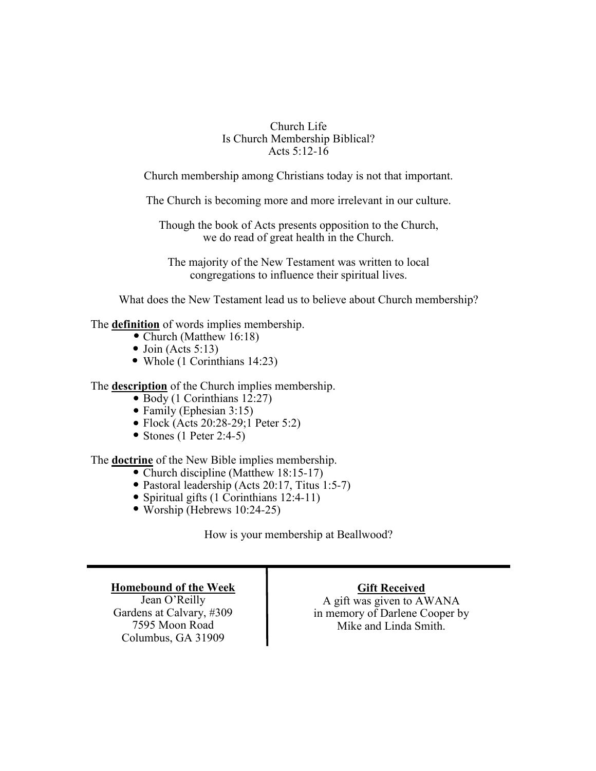Church Life
Is Church Membership Biblical?
Acts 5:12-16

Church membership among Christians today is not that important.

The Church is becoming more and more irrelevant in our culture.

Though the book of Acts presents opposition to the Church,
we do read of great health in the Church.

The majority of the New Testament was written to local
congregations to influence their spiritual lives.

What does the New Testament lead us to believe about Church membership?

The **definition** of words implies membership.

- Church (Matthew 16:18)
- Join (Acts 5:13)
- Whole (1 Corinthians 14:23)

The **description** of the Church implies membership.

- Body (1 Corinthians 12:27)
- Family (Ephesian 3:15)
- Flock (Acts 20:28-29;1 Peter 5:2)
- Stones (1 Peter 2:4-5)

The **doctrine** of the New Bible implies membership.

- Church discipline (Matthew 18:15-17)
- Pastoral leadership (Acts 20:17, Titus 1:5-7)
- Spiritual gifts (1 Corinthians 12:4-11)
- Worship (Hebrews 10:24-25)

How is your membership at Beallwood?

---

**Homebound of the Week**
Jean O'Reilly
Gardens at Calvary, #309
7595 Moon Road
Columbus, GA 31909

**Gift Received**
A gift was given to AWANA
in memory of Darlene Cooper by
Mike and Linda Smith.